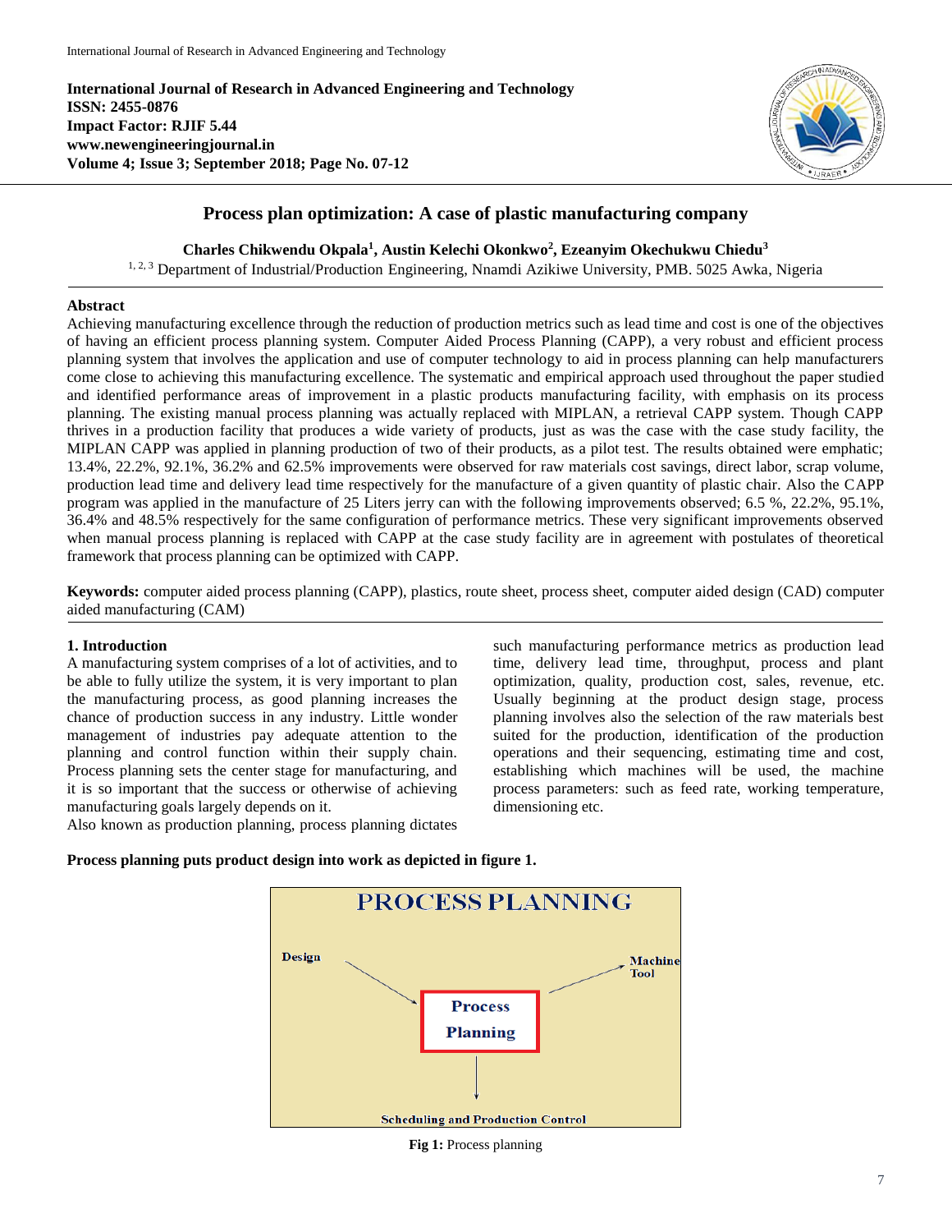International Journal of Research in Advanced Engineering and Technology
ISSN: 2455-0876
Impact Factor: RJIF 5.44
www.newengineeringjournal.in
Volume 4; Issue 3; September 2018; Page No. 07-12

# Process plan optimization: A case of plastic manufacturing company

**Charles Chikwendu Okpala[1], Austin Kelechi Okonkwo[2], Ezeanyim Okechukwu Chiedu[3]**

[1, 2, 3] Department of Industrial/Production Engineering, Nnamdi Azikiwe University, PMB. 5025 Awka, Nigeria

## Abstract

Achieving manufacturing excellence through the reduction of production metrics such as lead time and cost is one of the objectives of having an efficient process planning system. Computer Aided Process Planning (CAPP), a very robust and efficient process planning system that involves the application and use of computer technology to aid in process planning can help manufacturers come close to achieving this manufacturing excellence. The systematic and empirical approach used throughout the paper studied and identified performance areas of improvement in a plastic products manufacturing facility, with emphasis on its process planning. The existing manual process planning was actually replaced with MIPLAN, a retrieval CAPP system. Though CAPP thrives in a production facility that produces a wide variety of products, just as was the case with the case study facility, the MIPLAN CAPP was applied in planning production of two of their products, as a pilot test. The results obtained were emphatic; 13.4%, 22.2%, 92.1%, 36.2% and 62.5% improvements were observed for raw materials cost savings, direct labor, scrap volume, production lead time and delivery lead time respectively for the manufacture of a given quantity of plastic chair. Also the CAPP program was applied in the manufacture of 25 Liters jerry can with the following improvements observed; 6.5 %, 22.2%, 95.1%, 36.4% and 48.5% respectively for the same configuration of performance metrics. These very significant improvements observed when manual process planning is replaced with CAPP at the case study facility are in agreement with postulates of theoretical framework that process planning can be optimized with CAPP.

**Keywords:** computer aided process planning (CAPP), plastics, route sheet, process sheet, computer aided design (CAD) computer aided manufacturing (CAM)

## 1. Introduction

A manufacturing system comprises of a lot of activities, and to be able to fully utilize the system, it is very important to plan the manufacturing process, as good planning increases the chance of production success in any industry. Little wonder management of industries pay adequate attention to the planning and control function within their supply chain. Process planning sets the center stage for manufacturing, and it is so important that the success or otherwise of achieving manufacturing goals largely depends on it.

Also known as production planning, process planning dictates such manufacturing performance metrics as production lead time, delivery lead time, throughput, process and plant optimization, quality, production cost, sales, revenue, etc. Usually beginning at the product design stage, process planning involves also the selection of the raw materials best suited for the production, identification of the production operations and their sequencing, estimating time and cost, establishing which machines will be used, the machine process parameters: such as feed rate, working temperature, dimensioning etc.

**Process planning puts product design into work as depicted in figure 1.**

**Fig 1:** Process planning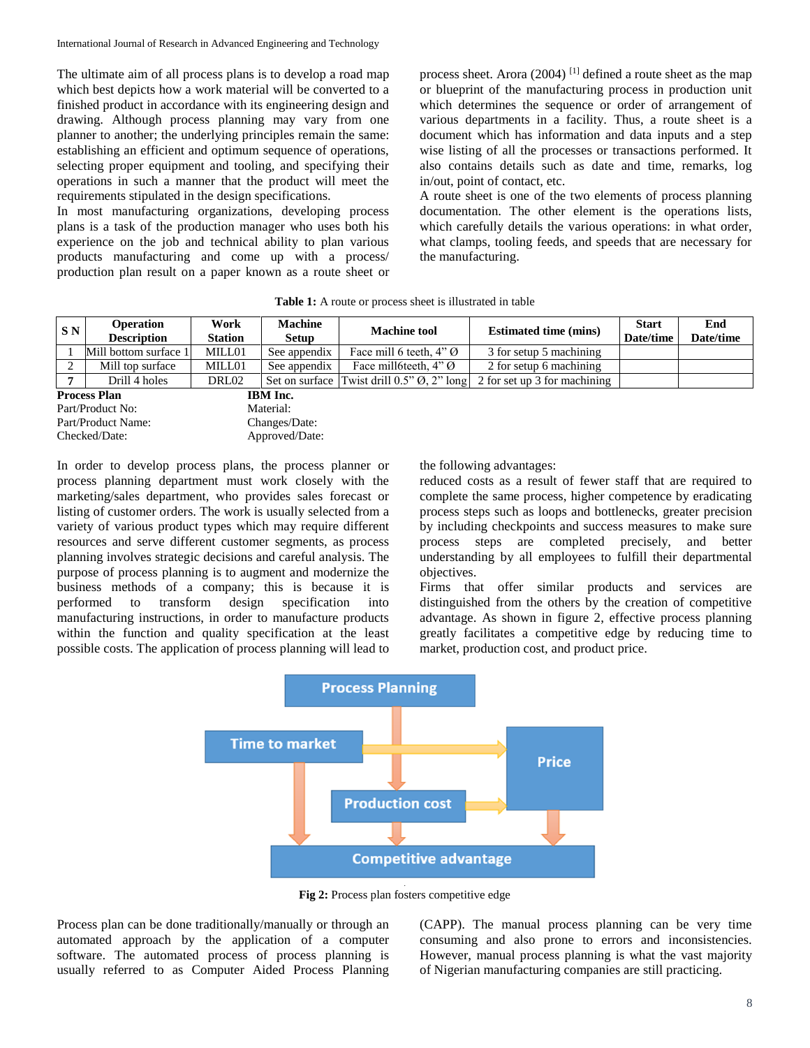The ultimate aim of all process plans is to develop a road map which best depicts how a work material will be converted to a finished product in accordance with its engineering design and drawing. Although process planning may vary from one planner to another; the underlying principles remain the same: establishing an efficient and optimum sequence of operations, selecting proper equipment and tooling, and specifying their operations in such a manner that the product will meet the requirements stipulated in the design specifications.

In most manufacturing organizations, developing process plans is a task of the production manager who uses both his experience on the job and technical ability to plan various products manufacturing and come up with a process/ production plan result on a paper known as a route sheet or process sheet. Arora (2004) [1] defined a route sheet as the map or blueprint of the manufacturing process in production unit which determines the sequence or order of arrangement of various departments in a facility. Thus, a route sheet is a document which has information and data inputs and a step wise listing of all the processes or transactions performed. It also contains details such as date and time, remarks, log in/out, point of contact, etc.

A route sheet is one of the two elements of process planning documentation. The other element is the operations lists, which carefully details the various operations: in what order, what clamps, tooling feeds, and speeds that are necessary for the manufacturing.

**Table 1:** A route or process sheet is illustrated in table

| S N | Operation Description | Work Station | Machine Setup | Machine tool | Estimated time (mins) | Start Date/time | End Date/time |
|---|---|---|---|---|---|---|---|
| 1 | Mill bottom surface 1 | MILL01 | See appendix | Face mill 6 teeth, 4” Ø | 3 for setup 5 machining | | |
| 2 | Mill top surface | MILL01 | See appendix | Face mill6teeth, 4” Ø | 2 for setup 6 machining | | |
| 7 | Drill 4 holes | DRL02 | Set on surface | Twist drill 0.5” Ø, 2” long | 2 for set up 3 for machining | | |

| **Process Plan** | **IBM Inc.** |
|---|---|
| Part/Product No: | Material: |
| Part/Product Name: | Changes/Date: |
| Checked/Date: | Approved/Date: |

In order to develop process plans, the process planner or process planning department must work closely with the marketing/sales department, who provides sales forecast or listing of customer orders. The work is usually selected from a variety of various product types which may require different resources and serve different customer segments, as process planning involves strategic decisions and careful analysis. The purpose of process planning is to augment and modernize the business methods of a company; this is because it is performed to transform design specification into manufacturing instructions, in order to manufacture products within the function and quality specification at the least possible costs. The application of process planning will lead to the following advantages:

reduced costs as a result of fewer staff that are required to complete the same process, higher competence by eradicating process steps such as loops and bottlenecks, greater precision by including checkpoints and success measures to make sure process steps are completed precisely, and better understanding by all employees to fulfill their departmental objectives.

Firms that offer similar products and services are distinguished from the others by the creation of competitive advantage. As shown in figure 2, effective process planning greatly facilitates a competitive edge by reducing time to market, production cost, and product price.

**Fig 2:** Process plan fosters competitive edge

Process plan can be done traditionally/manually or through an automated approach by the application of a computer software. The automated process of process planning is usually referred to as Computer Aided Process Planning (CAPP). The manual process planning can be very time consuming and also prone to errors and inconsistencies. However, manual process planning is what the vast majority of Nigerian manufacturing companies are still practicing.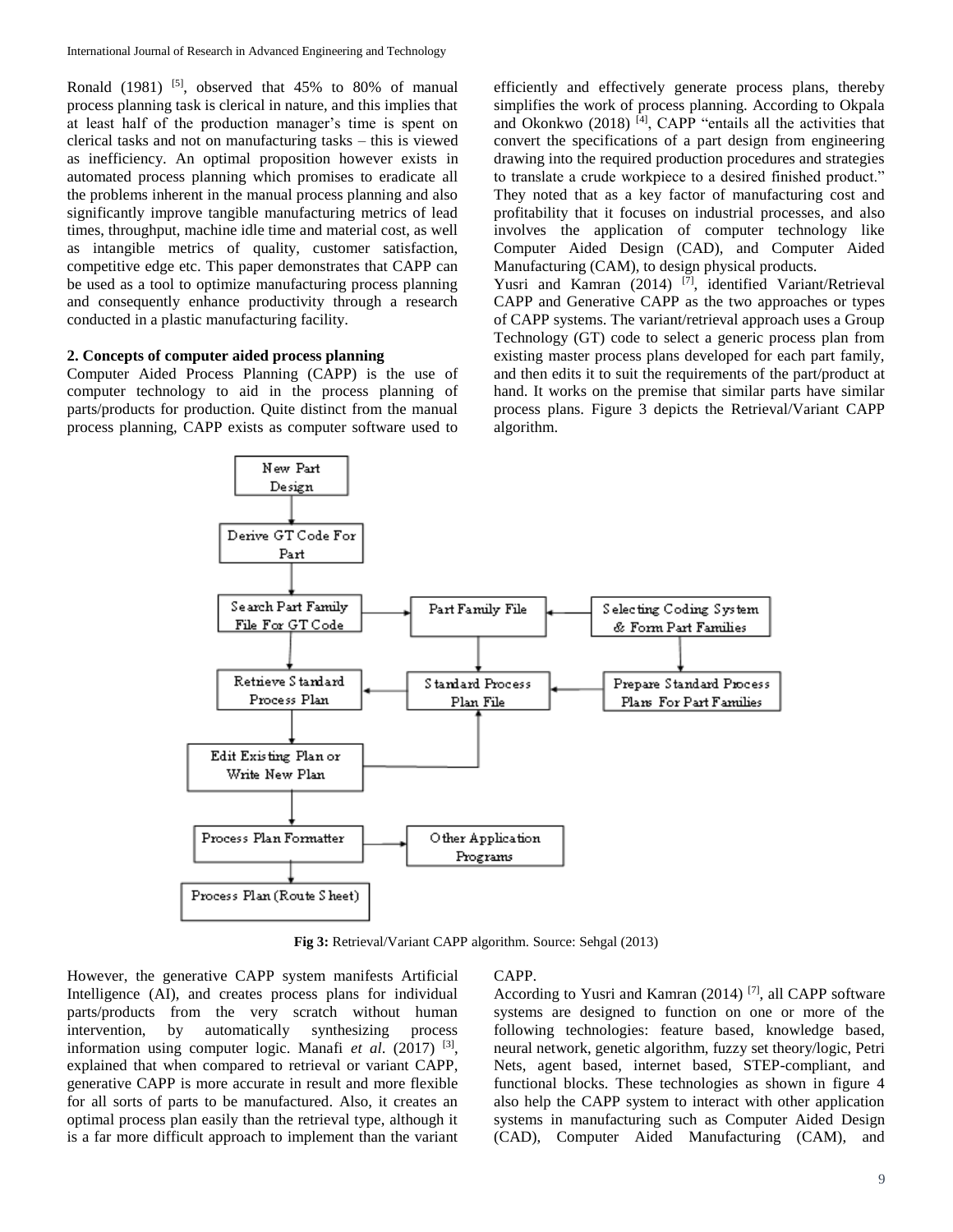Ronald (1981) [5], observed that 45% to 80% of manual process planning task is clerical in nature, and this implies that at least half of the production manager's time is spent on clerical tasks and not on manufacturing tasks – this is viewed as inefficiency. An optimal proposition however exists in automated process planning which promises to eradicate all the problems inherent in the manual process planning and also significantly improve tangible manufacturing metrics of lead times, throughput, machine idle time and material cost, as well as intangible metrics of quality, customer satisfaction, competitive edge etc. This paper demonstrates that CAPP can be used as a tool to optimize manufacturing process planning and consequently enhance productivity through a research conducted in a plastic manufacturing facility.

## 2. Concepts of computer aided process planning

Computer Aided Process Planning (CAPP) is the use of computer technology to aid in the process planning of parts/products for production. Quite distinct from the manual process planning, CAPP exists as computer software used to efficiently and effectively generate process plans, thereby simplifies the work of process planning. According to Okpala and Okonkwo (2018) [4], CAPP "entails all the activities that convert the specifications of a part design from engineering drawing into the required production procedures and strategies to translate a crude workpiece to a desired finished product." They noted that as a key factor of manufacturing cost and profitability that it focuses on industrial processes, and also involves the application of computer technology like Computer Aided Design (CAD), and Computer Aided Manufacturing (CAM), to design physical products.

Yusri and Kamran (2014) [7], identified Variant/Retrieval CAPP and Generative CAPP as the two approaches or types of CAPP systems. The variant/retrieval approach uses a Group Technology (GT) code to select a generic process plan from existing master process plans developed for each part family, and then edits it to suit the requirements of the part/product at hand. It works on the premise that similar parts have similar process plans. Figure 3 depicts the Retrieval/Variant CAPP algorithm.

New Part Design → Derive GT Code For Part → Search Part Family File For GT Code → Retrieve Standard Process Plan → Edit Existing Plan or Write New Plan → Process Plan Formatter → Process Plan (Route Sheet)

Part Family File; Selecting Coding System & Form Part Families; Standard Process Plan File; Prepare Standard Process Plans For Part Families; Other Application Programs

**Fig 3:** Retrieval/Variant CAPP algorithm. Source: Sehgal (2013)

However, the generative CAPP system manifests Artificial Intelligence (AI), and creates process plans for individual parts/products from the very scratch without human intervention, by automatically synthesizing process information using computer logic. Manafi *et al*. (2017) [3], explained that when compared to retrieval or variant CAPP, generative CAPP is more accurate in result and more flexible for all sorts of parts to be manufactured. Also, it creates an optimal process plan easily than the retrieval type, although it is a far more difficult approach to implement than the variant CAPP.

According to Yusri and Kamran (2014) [7], all CAPP software systems are designed to function on one or more of the following technologies: feature based, knowledge based, neural network, genetic algorithm, fuzzy set theory/logic, Petri Nets, agent based, internet based, STEP-compliant, and functional blocks. These technologies as shown in figure 4 also help the CAPP system to interact with other application systems in manufacturing such as Computer Aided Design (CAD), Computer Aided Manufacturing (CAM), and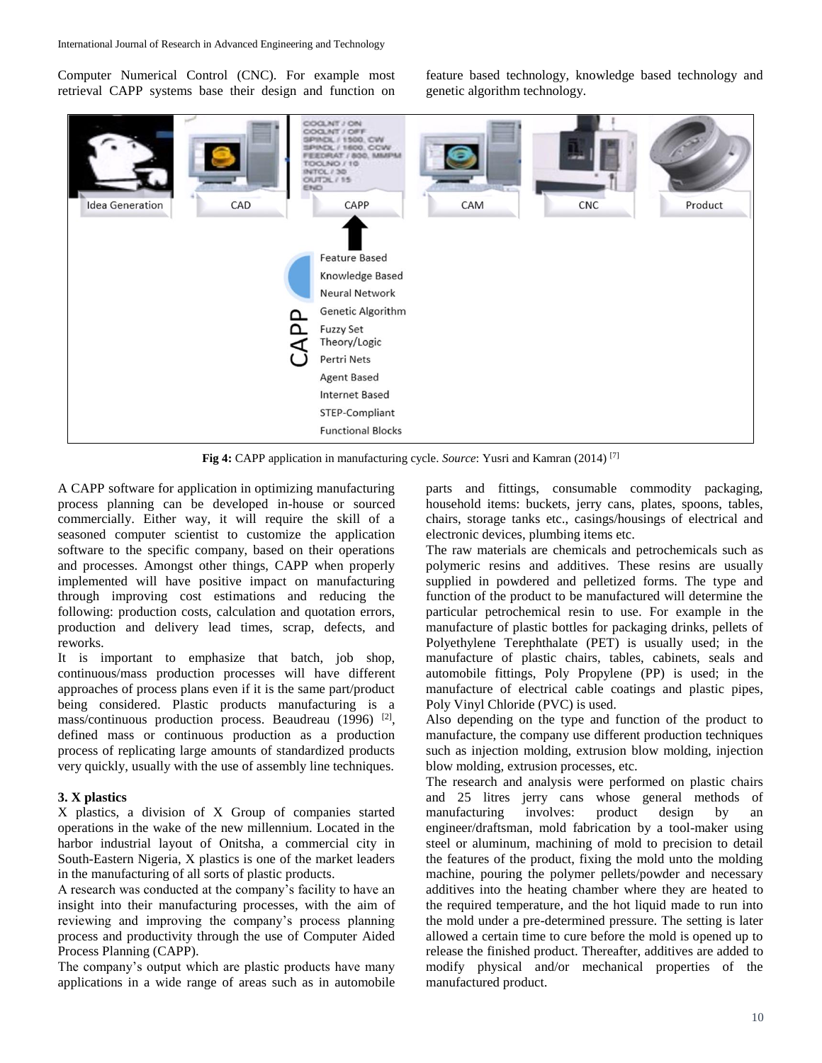Computer Numerical Control (CNC). For example most retrieval CAPP systems base their design and function on feature based technology, knowledge based technology and genetic algorithm technology.

**Fig 4:** CAPP application in manufacturing cycle. *Source*: Yusri and Kamran (2014) [7]

A CAPP software for application in optimizing manufacturing process planning can be developed in-house or sourced commercially. Either way, it will require the skill of a seasoned computer scientist to customize the application software to the specific company, based on their operations and processes. Amongst other things, CAPP when properly implemented will have positive impact on manufacturing through improving cost estimations and reducing the following: production costs, calculation and quotation errors, production and delivery lead times, scrap, defects, and reworks.

It is important to emphasize that batch, job shop, continuous/mass production processes will have different approaches of process plans even if it is the same part/product being considered. Plastic products manufacturing is a mass/continuous production process. Beaudreau (1996) [2], defined mass or continuous production as a production process of replicating large amounts of standardized products very quickly, usually with the use of assembly line techniques.

### 3. X plastics

X plastics, a division of X Group of companies started operations in the wake of the new millennium. Located in the harbor industrial layout of Onitsha, a commercial city in South-Eastern Nigeria, X plastics is one of the market leaders in the manufacturing of all sorts of plastic products.

A research was conducted at the company's facility to have an insight into their manufacturing processes, with the aim of reviewing and improving the company's process planning process and productivity through the use of Computer Aided Process Planning (CAPP).

The company's output which are plastic products have many applications in a wide range of areas such as in automobile parts and fittings, consumable commodity packaging, household items: buckets, jerry cans, plates, spoons, tables, chairs, storage tanks etc., casings/housings of electrical and electronic devices, plumbing items etc.

The raw materials are chemicals and petrochemicals such as polymeric resins and additives. These resins are usually supplied in powdered and pelletized forms. The type and function of the product to be manufactured will determine the particular petrochemical resin to use. For example in the manufacture of plastic bottles for packaging drinks, pellets of Polyethylene Terephthalate (PET) is usually used; in the manufacture of plastic chairs, tables, cabinets, seals and automobile fittings, Poly Propylene (PP) is used; in the manufacture of electrical cable coatings and plastic pipes, Poly Vinyl Chloride (PVC) is used.

Also depending on the type and function of the product to manufacture, the company use different production techniques such as injection molding, extrusion blow molding, injection blow molding, extrusion processes, etc.

The research and analysis were performed on plastic chairs and 25 litres jerry cans whose general methods of manufacturing involves: product design by an engineer/draftsman, mold fabrication by a tool-maker using steel or aluminum, machining of mold to precision to detail the features of the product, fixing the mold unto the molding machine, pouring the polymer pellets/powder and necessary additives into the heating chamber where they are heated to the required temperature, and the hot liquid made to run into the mold under a pre-determined pressure. The setting is later allowed a certain time to cure before the mold is opened up to release the finished product. Thereafter, additives are added to modify physical and/or mechanical properties of the manufactured product.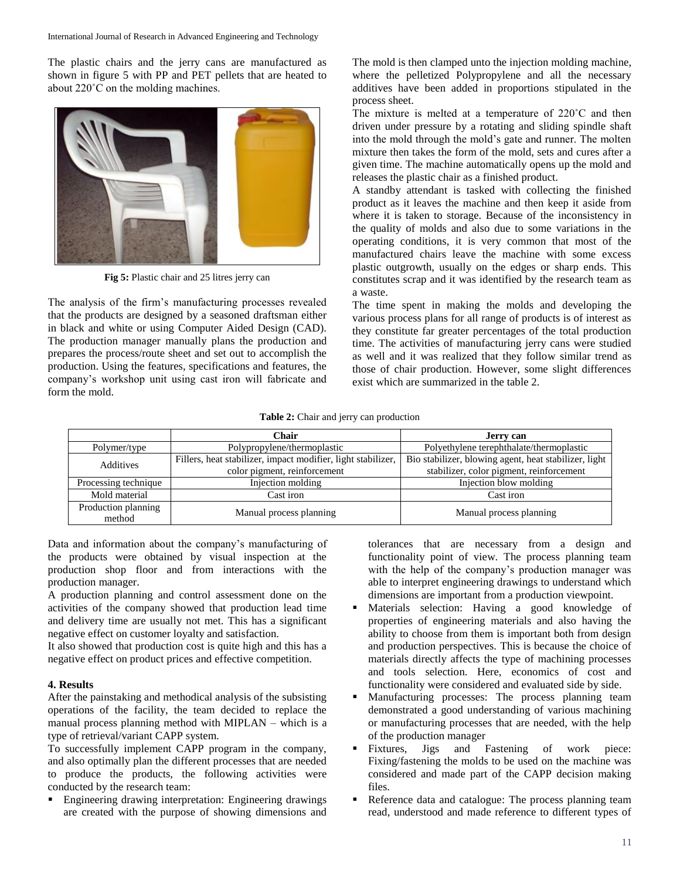The plastic chairs and the jerry cans are manufactured as shown in figure 5 with PP and PET pellets that are heated to about 220˚C on the molding machines.

**Fig 5:** Plastic chair and 25 litres jerry can

The analysis of the firm's manufacturing processes revealed that the products are designed by a seasoned draftsman either in black and white or using Computer Aided Design (CAD). The production manager manually plans the production and prepares the process/route sheet and set out to accomplish the production. Using the features, specifications and features, the company's workshop unit using cast iron will fabricate and form the mold.

The mold is then clamped unto the injection molding machine, where the pelletized Polypropylene and all the necessary additives have been added in proportions stipulated in the process sheet.

The mixture is melted at a temperature of 220˚C and then driven under pressure by a rotating and sliding spindle shaft into the mold through the mold's gate and runner. The molten mixture then takes the form of the mold, sets and cures after a given time. The machine automatically opens up the mold and releases the plastic chair as a finished product.

A standby attendant is tasked with collecting the finished product as it leaves the machine and then keep it aside from where it is taken to storage. Because of the inconsistency in the quality of molds and also due to some variations in the operating conditions, it is very common that most of the manufactured chairs leave the machine with some excess plastic outgrowth, usually on the edges or sharp ends. This constitutes scrap and it was identified by the research team as a waste.

The time spent in making the molds and developing the various process plans for all range of products is of interest as they constitute far greater percentages of the total production time. The activities of manufacturing jerry cans were studied as well and it was realized that they follow similar trend as those of chair production. However, some slight differences exist which are summarized in the table 2.

**Table 2:** Chair and jerry can production

| | Chair | Jerry can |
|---|---|---|
| Polymer/type | Polypropylene/thermoplastic | Polyethylene terephthalate/thermoplastic |
| Additives | Fillers, heat stabilizer, impact modifier, light stabilizer, color pigment, reinforcement | Bio stabilizer, blowing agent, heat stabilizer, light stabilizer, color pigment, reinforcement |
| Processing technique | Injection molding | Injection blow molding |
| Mold material | Cast iron | Cast iron |
| Production planning method | Manual process planning | Manual process planning |

Data and information about the company's manufacturing of the products were obtained by visual inspection at the production shop floor and from interactions with the production manager.

A production planning and control assessment done on the activities of the company showed that production lead time and delivery time are usually not met. This has a significant negative effect on customer loyalty and satisfaction.

It also showed that production cost is quite high and this has a negative effect on product prices and effective competition.

## 4. Results

After the painstaking and methodical analysis of the subsisting operations of the facility, the team decided to replace the manual process planning method with MIPLAN – which is a type of retrieval/variant CAPP system.

To successfully implement CAPP program in the company, and also optimally plan the different processes that are needed to produce the products, the following activities were conducted by the research team:

- Engineering drawing interpretation: Engineering drawings are created with the purpose of showing dimensions and tolerances that are necessary from a design and functionality point of view. The process planning team with the help of the company's production manager was able to interpret engineering drawings to understand which dimensions are important from a production viewpoint.
- Materials selection: Having a good knowledge of properties of engineering materials and also having the ability to choose from them is important both from design and production perspectives. This is because the choice of materials directly affects the type of machining processes and tools selection. Here, economics of cost and functionality were considered and evaluated side by side.
- Manufacturing processes: The process planning team demonstrated a good understanding of various machining or manufacturing processes that are needed, with the help of the production manager
- Fixtures, Jigs and Fastening of work piece: Fixing/fastening the molds to be used on the machine was considered and made part of the CAPP decision making files.
- Reference data and catalogue: The process planning team read, understood and made reference to different types of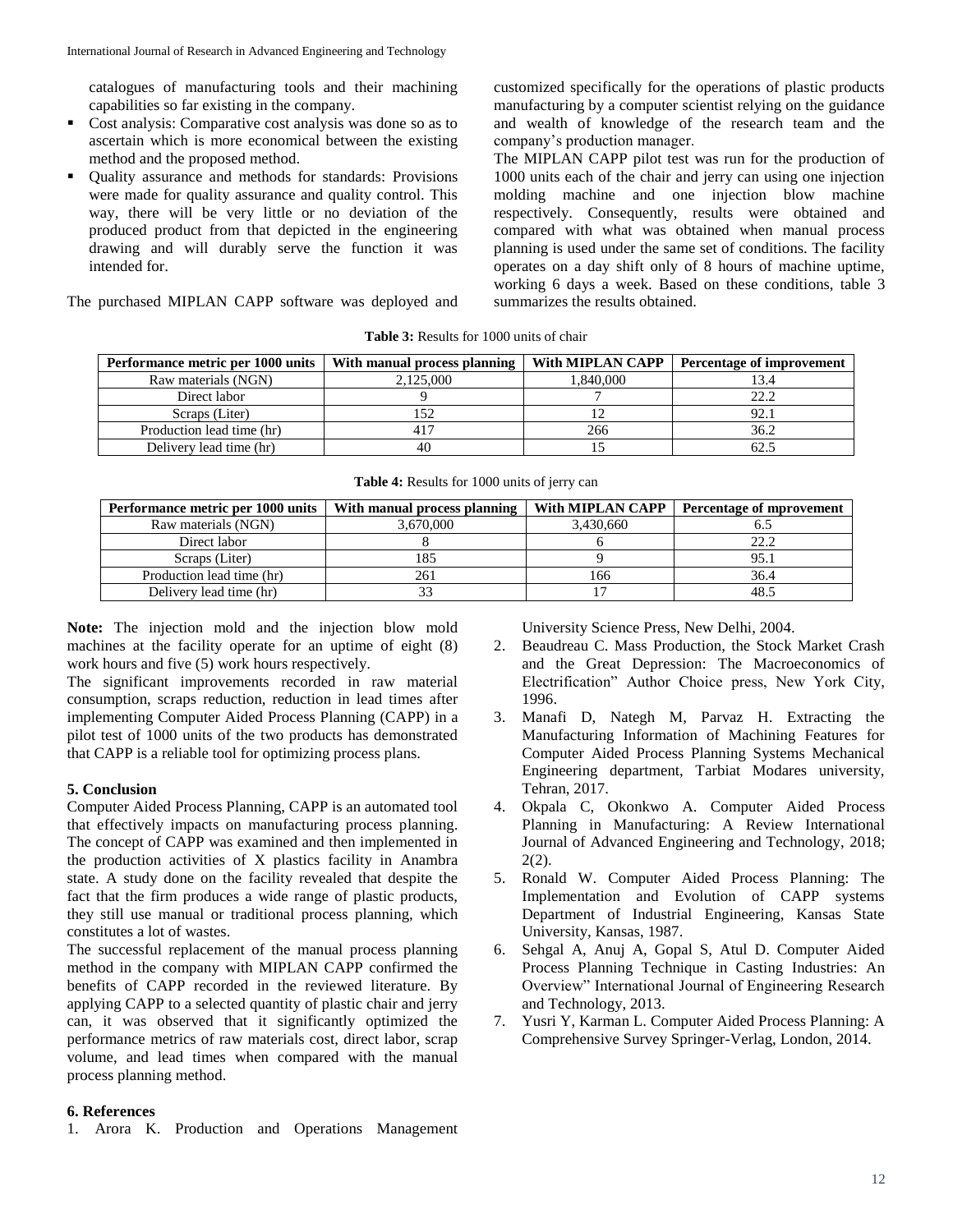catalogues of manufacturing tools and their machining capabilities so far existing in the company.

- Cost analysis: Comparative cost analysis was done so as to ascertain which is more economical between the existing method and the proposed method.
- Quality assurance and methods for standards: Provisions were made for quality assurance and quality control. This way, there will be very little or no deviation of the produced product from that depicted in the engineering drawing and will durably serve the function it was intended for.

The purchased MIPLAN CAPP software was deployed and customized specifically for the operations of plastic products manufacturing by a computer scientist relying on the guidance and wealth of knowledge of the research team and the company's production manager.

The MIPLAN CAPP pilot test was run for the production of 1000 units each of the chair and jerry can using one injection molding machine and one injection blow machine respectively. Consequently, results were obtained and compared with what was obtained when manual process planning is used under the same set of conditions. The facility operates on a day shift only of 8 hours of machine uptime, working 6 days a week. Based on these conditions, table 3 summarizes the results obtained.

**Table 3:** Results for 1000 units of chair

| Performance metric per 1000 units | With manual process planning | With MIPLAN CAPP | Percentage of improvement |
|---|---|---|---|
| Raw materials (NGN) | 2,125,000 | 1,840,000 | 13.4 |
| Direct labor | 9 | 7 | 22.2 |
| Scraps (Liter) | 152 | 12 | 92.1 |
| Production lead time (hr) | 417 | 266 | 36.2 |
| Delivery lead time (hr) | 40 | 15 | 62.5 |

**Table 4:** Results for 1000 units of jerry can

| Performance metric per 1000 units | With manual process planning | With MIPLAN CAPP | Percentage of mprovement |
|---|---|---|---|
| Raw materials (NGN) | 3,670,000 | 3,430,660 | 6.5 |
| Direct labor | 8 | 6 | 22.2 |
| Scraps (Liter) | 185 | 9 | 95.1 |
| Production lead time (hr) | 261 | 166 | 36.4 |
| Delivery lead time (hr) | 33 | 17 | 48.5 |

**Note:** The injection mold and the injection blow mold machines at the facility operate for an uptime of eight (8) work hours and five (5) work hours respectively.

The significant improvements recorded in raw material consumption, scraps reduction, reduction in lead times after implementing Computer Aided Process Planning (CAPP) in a pilot test of 1000 units of the two products has demonstrated that CAPP is a reliable tool for optimizing process plans.

## 5. Conclusion

Computer Aided Process Planning, CAPP is an automated tool that effectively impacts on manufacturing process planning. The concept of CAPP was examined and then implemented in the production activities of X plastics facility in Anambra state. A study done on the facility revealed that despite the fact that the firm produces a wide range of plastic products, they still use manual or traditional process planning, which constitutes a lot of wastes.

The successful replacement of the manual process planning method in the company with MIPLAN CAPP confirmed the benefits of CAPP recorded in the reviewed literature. By applying CAPP to a selected quantity of plastic chair and jerry can, it was observed that it significantly optimized the performance metrics of raw materials cost, direct labor, scrap volume, and lead times when compared with the manual process planning method.

## 6. References

1. Arora K. Production and Operations Management University Science Press, New Delhi, 2004.
2. Beaudreau C. Mass Production, the Stock Market Crash and the Great Depression: The Macroeconomics of Electrification" Author Choice press, New York City, 1996.
3. Manafi D, Nategh M, Parvaz H. Extracting the Manufacturing Information of Machining Features for Computer Aided Process Planning Systems Mechanical Engineering department, Tarbiat Modares university, Tehran, 2017.
4. Okpala C, Okonkwo A. Computer Aided Process Planning in Manufacturing: A Review International Journal of Advanced Engineering and Technology, 2018; 2(2).
5. Ronald W. Computer Aided Process Planning: The Implementation and Evolution of CAPP systems Department of Industrial Engineering, Kansas State University, Kansas, 1987.
6. Sehgal A, Anuj A, Gopal S, Atul D. Computer Aided Process Planning Technique in Casting Industries: An Overview" International Journal of Engineering Research and Technology, 2013.
7. Yusri Y, Karman L. Computer Aided Process Planning: A Comprehensive Survey Springer-Verlag, London, 2014.